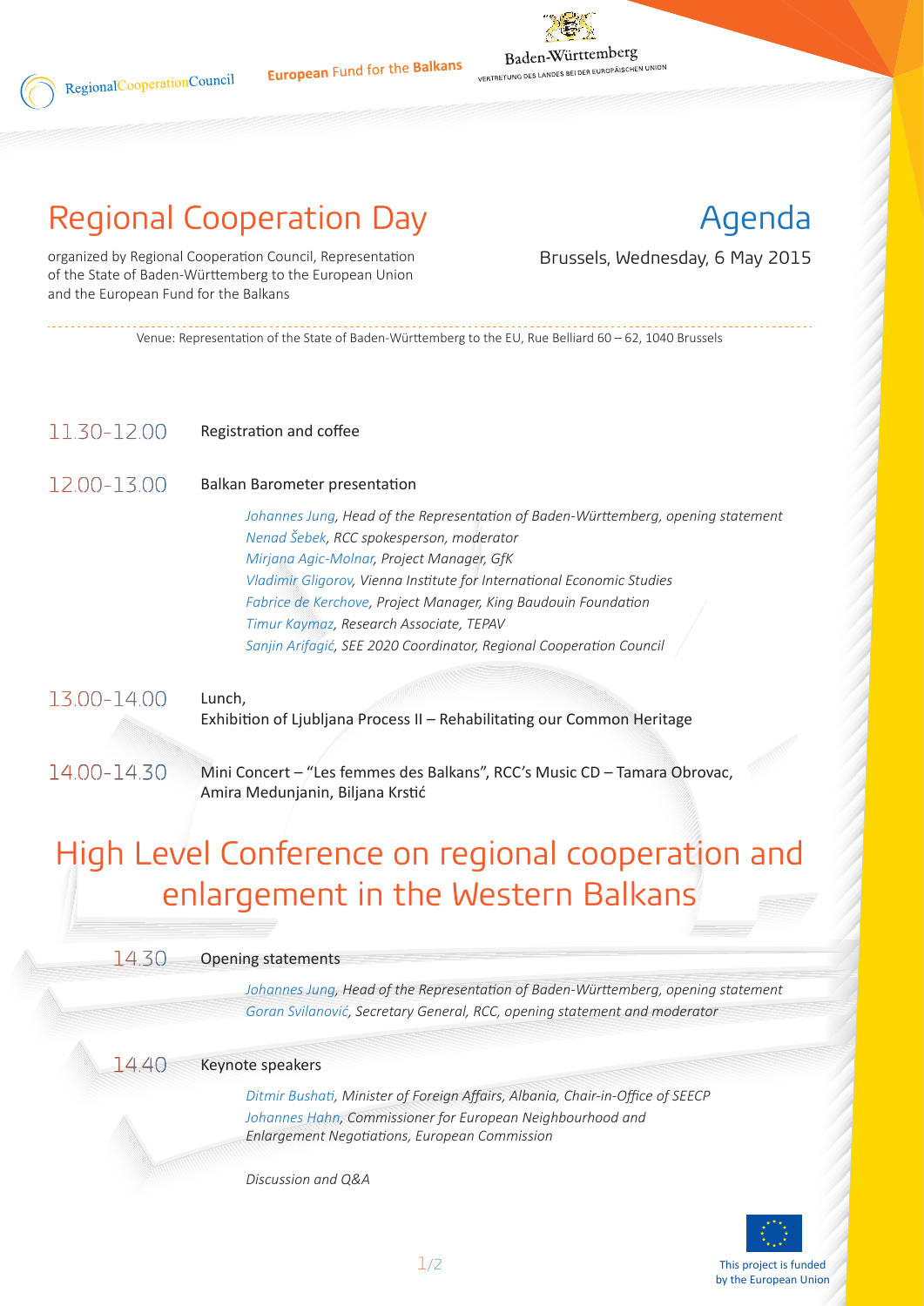RegionalCooperationCouncil

European Fund for the Balkans

Baden-Württemberg
VERTRETUNG DES LANDES BEI DER EUROPÄISCHEN UNION

# Regional Cooperation Day

organized by Regional Cooperation Council, Representation of the State of Baden-Württemberg to the European Union and the European Fund for the Balkans

# Agenda

Brussels, Wednesday, 6 May 2015

Venue: Representation of the State of Baden-Württemberg to the EU, Rue Belliard 60 – 62, 1040 Brussels

**11.30-12.00** Registration and coffee

**12.00-13.00** Balkan Barometer presentation

*Johannes Jung, Head of the Representation of Baden-Württemberg, opening statement*
*Nenad Šebek, RCC spokesperson, moderator*
*Mirjana Agic-Molnar, Project Manager, GfK*
*Vladimir Gligorov, Vienna Institute for International Economic Studies*
*Fabrice de Kerchove, Project Manager, King Baudouin Foundation*
*Timur Kaymaz, Research Associate, TEPAV*
*Sanjin Arifagić, SEE 2020 Coordinator, Regional Cooperation Council*

**13.00-14.00** Lunch,
Exhibition of Ljubljana Process II – Rehabilitating our Common Heritage

**14.00-14.30** Mini Concert – "Les femmes des Balkans", RCC's Music CD – Tamara Obrovac, Amira Medunjanin, Biljana Krstić

## High Level Conference on regional cooperation and enlargement in the Western Balkans

**14.30** Opening statements

*Johannes Jung, Head of the Representation of Baden-Württemberg, opening statement*
*Goran Svilanović, Secretary General, RCC, opening statement and moderator*

**14.40** Keynote speakers

*Ditmir Bushati, Minister of Foreign Affairs, Albania, Chair-in-Office of SEECP*
*Johannes Hahn, Commissioner for European Neighbourhood and Enlargement Negotiations, European Commission*

*Discussion and Q&A*

This project is funded by the European Union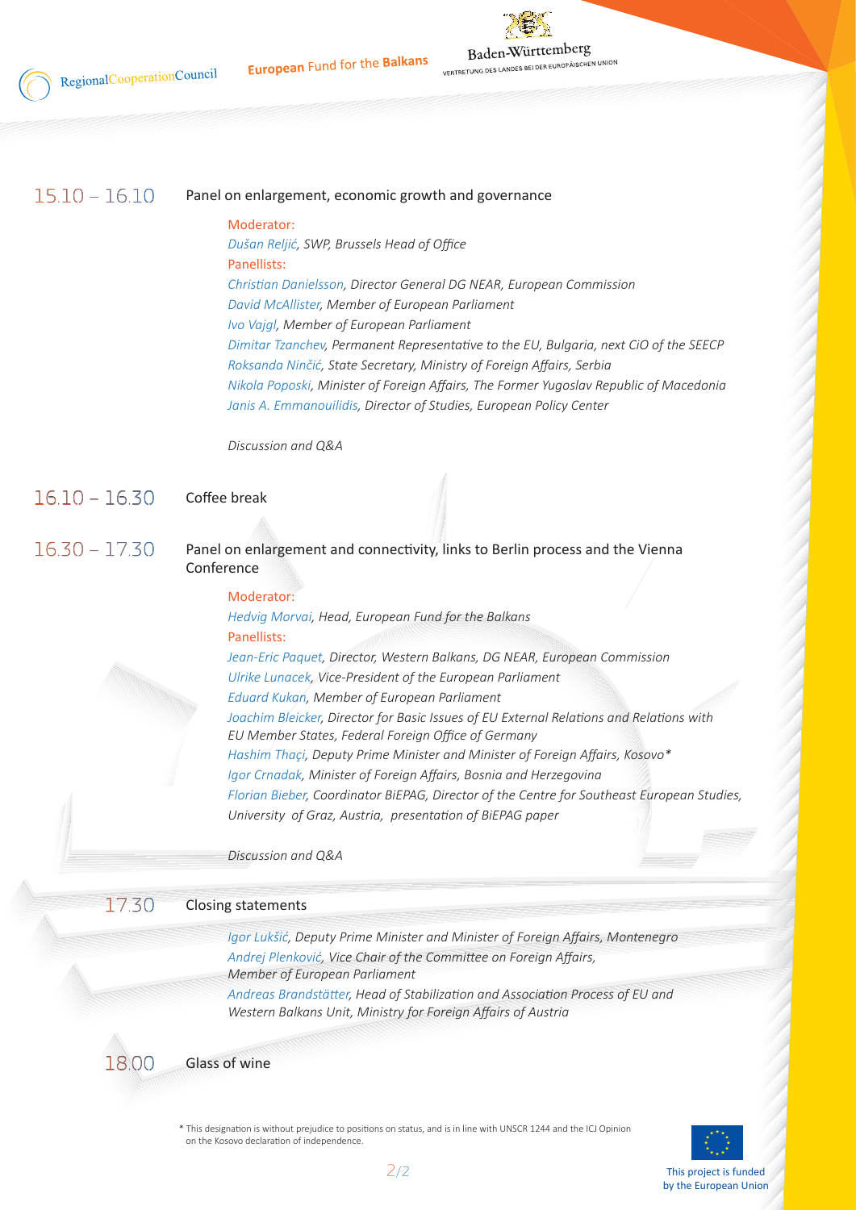**15.10 – 16.10** Panel on enlargement, economic growth and governance

Moderator:
*Dušan Reljić, SWP, Brussels Head of Office*

Panellists:
*Christian Danielsson, Director General DG NEAR, European Commission*
*David McAllister, Member of European Parliament*
*Ivo Vajgl, Member of European Parliament*
*Dimitar Tzanchev, Permanent Representative to the EU, Bulgaria, next CiO of the SEECP*
*Roksanda Ninčić, State Secretary, Ministry of Foreign Affairs, Serbia*
*Nikola Poposki, Minister of Foreign Affairs, The Former Yugoslav Republic of Macedonia*
*Janis A. Emmanouilidis, Director of Studies, European Policy Center*

*Discussion and Q&A*

**16.10 – 16.30** Coffee break

**16.30 – 17.30** Panel on enlargement and connectivity, links to Berlin process and the Vienna Conference

Moderator:
*Hedvig Morvai, Head, European Fund for the Balkans*

Panellists:
*Jean-Eric Paquet, Director, Western Balkans, DG NEAR, European Commission*
*Ulrike Lunacek, Vice-President of the European Parliament*
*Eduard Kukan, Member of European Parliament*
*Joachim Bleicker, Director for Basic Issues of EU External Relations and Relations with EU Member States, Federal Foreign Office of Germany*
*Hashim Thaçi, Deputy Prime Minister and Minister of Foreign Affairs, Kosovo**
*Igor Crnadak, Minister of Foreign Affairs, Bosnia and Herzegovina*
*Florian Bieber, Coordinator BiEPAG, Director of the Centre for Southeast European Studies, University of Graz, Austria, presentation of BiEPAG paper*

*Discussion and Q&A*

**17.30** Closing statements

*Igor Lukšić, Deputy Prime Minister and Minister of Foreign Affairs, Montenegro*
*Andrej Plenković, Vice Chair of the Committee on Foreign Affairs, Member of European Parliament*
*Andreas Brandstätter, Head of Stabilization and Association Process of EU and Western Balkans Unit, Ministry for Foreign Affairs of Austria*

**18.00** Glass of wine

\* This designation is without prejudice to positions on status, and is in line with UNSCR 1244 and the ICJ Opinion on the Kosovo declaration of independence.

This project is funded by the European Union